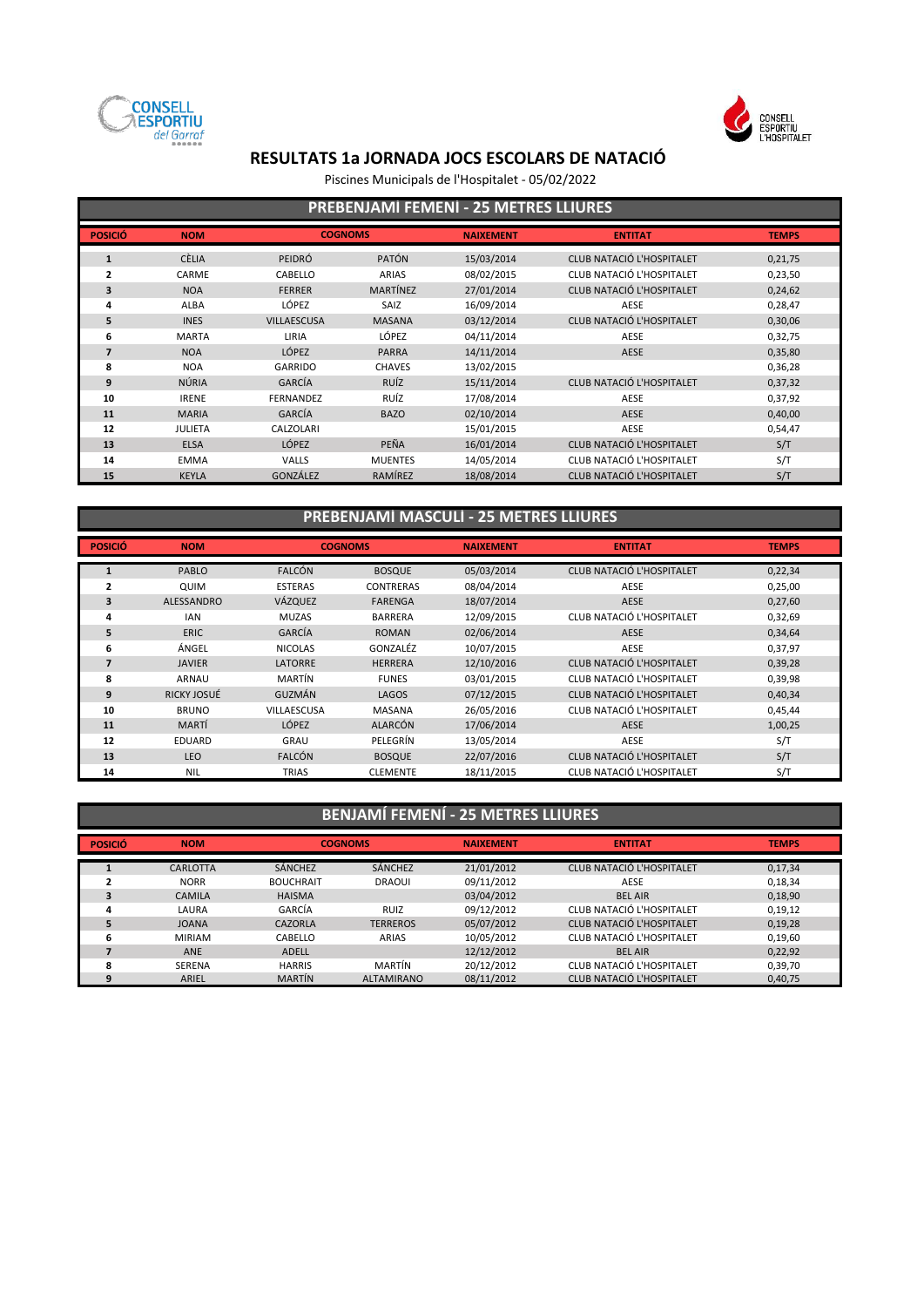# RESULTATS 1a JORNADA JOCS ESCOLARS DE NATACIÓ

Piscines Municipals de l'Hospitalet - 05/02/2022

## PREBENJAMÍ FEMENÍ - 25 METRES LLIURES

| POSICIÓ | NOM | COGNOMS | | NAIXEMENT | ENTITAT | TEMPS |
|---|---|---|---|---|---|---|
| 1 | CÈLIA | PEIDRÓ | PATÓN | 15/03/2014 | CLUB NATACIÓ L'HOSPITALET | 0,21,75 |
| 2 | CARME | CABELLO | ARIAS | 08/02/2015 | CLUB NATACIÓ L'HOSPITALET | 0,23,50 |
| 3 | NOA | FERRER | MARTÍNEZ | 27/01/2014 | CLUB NATACIÓ L'HOSPITALET | 0,24,62 |
| 4 | ALBA | LÓPEZ | SAIZ | 16/09/2014 | AESE | 0,28,47 |
| 5 | INES | VILLAESCUSA | MASANA | 03/12/2014 | CLUB NATACIÓ L'HOSPITALET | 0,30,06 |
| 6 | MARTA | LIRIA | LÓPEZ | 04/11/2014 | AESE | 0,32,75 |
| 7 | NOA | LÓPEZ | PARRA | 14/11/2014 | AESE | 0,35,80 |
| 8 | NOA | GARRIDO | CHAVES | 13/02/2015 | | 0,36,28 |
| 9 | NÚRIA | GARCÍA | RUÍZ | 15/11/2014 | CLUB NATACIÓ L'HOSPITALET | 0,37,32 |
| 10 | IRENE | FERNANDEZ | RUÍZ | 17/08/2014 | AESE | 0,37,92 |
| 11 | MARIA | GARCÍA | BAZO | 02/10/2014 | AESE | 0,40,00 |
| 12 | JULIETA | CALZOLARI | | 15/01/2015 | AESE | 0,54,47 |
| 13 | ELSA | LÓPEZ | PEÑA | 16/01/2014 | CLUB NATACIÓ L'HOSPITALET | S/T |
| 14 | EMMA | VALLS | MUENTES | 14/05/2014 | CLUB NATACIÓ L'HOSPITALET | S/T |
| 15 | KEYLA | GONZÁLEZ | RAMÍREZ | 18/08/2014 | CLUB NATACIÓ L'HOSPITALET | S/T |

## PREBENJAMÍ MASCULÍ - 25 METRES LLIURES

| POSICIÓ | NOM | COGNOMS | | NAIXEMENT | ENTITAT | TEMPS |
|---|---|---|---|---|---|---|
| 1 | PABLO | FALCÓN | BOSQUE | 05/03/2014 | CLUB NATACIÓ L'HOSPITALET | 0,22,34 |
| 2 | QUIM | ESTERAS | CONTRERAS | 08/04/2014 | AESE | 0,25,00 |
| 3 | ALESSANDRO | VÁZQUEZ | FARENGA | 18/07/2014 | AESE | 0,27,60 |
| 4 | IAN | MUZAS | BARRERA | 12/09/2015 | CLUB NATACIÓ L'HOSPITALET | 0,32,69 |
| 5 | ERIC | GARCÍA | ROMAN | 02/06/2014 | AESE | 0,34,64 |
| 6 | ÁNGEL | NICOLAS | GONZALÉZ | 10/07/2015 | AESE | 0,37,97 |
| 7 | JAVIER | LATORRE | HERRERA | 12/10/2016 | CLUB NATACIÓ L'HOSPITALET | 0,39,28 |
| 8 | ARNAU | MARTÍN | FUNES | 03/01/2015 | CLUB NATACIÓ L'HOSPITALET | 0,39,98 |
| 9 | RICKY JOSUÉ | GUZMÁN | LAGOS | 07/12/2015 | CLUB NATACIÓ L'HOSPITALET | 0,40,34 |
| 10 | BRUNO | VILLAESCUSA | MASANA | 26/05/2016 | CLUB NATACIÓ L'HOSPITALET | 0,45,44 |
| 11 | MARTÍ | LÓPEZ | ALARCÓN | 17/06/2014 | AESE | 1,00,25 |
| 12 | EDUARD | GRAU | PELEGRÍN | 13/05/2014 | AESE | S/T |
| 13 | LEO | FALCÓN | BOSQUE | 22/07/2016 | CLUB NATACIÓ L'HOSPITALET | S/T |
| 14 | NIL | TRIAS | CLEMENTE | 18/11/2015 | CLUB NATACIÓ L'HOSPITALET | S/T |

## BENJAMÍ FEMENÍ - 25 METRES LLIURES

| POSICIÓ | NOM | COGNOMS | | NAIXEMENT | ENTITAT | TEMPS |
|---|---|---|---|---|---|---|
| 1 | CARLOTTA | SÁNCHEZ | SÁNCHEZ | 21/01/2012 | CLUB NATACIÓ L'HOSPITALET | 0,17,34 |
| 2 | NORR | BOUCHRAIT | DRAOUI | 09/11/2012 | AESE | 0,18,34 |
| 3 | CAMILA | HAISMA | | 03/04/2012 | BEL AIR | 0,18,90 |
| 4 | LAURA | GARCÍA | RUIZ | 09/12/2012 | CLUB NATACIÓ L'HOSPITALET | 0,19,12 |
| 5 | JOANA | CAZORLA | TERREROS | 05/07/2012 | CLUB NATACIÓ L'HOSPITALET | 0,19,28 |
| 6 | MIRIAM | CABELLO | ARIAS | 10/05/2012 | CLUB NATACIÓ L'HOSPITALET | 0,19,60 |
| 7 | ANE | ADELL | | 12/12/2012 | BEL AIR | 0,22,92 |
| 8 | SERENA | HARRIS | MARTÍN | 20/12/2012 | CLUB NATACIÓ L'HOSPITALET | 0,39,70 |
| 9 | ARIEL | MARTÍN | ALTAMIRANO | 08/11/2012 | CLUB NATACIÓ L'HOSPITALET | 0,40,75 |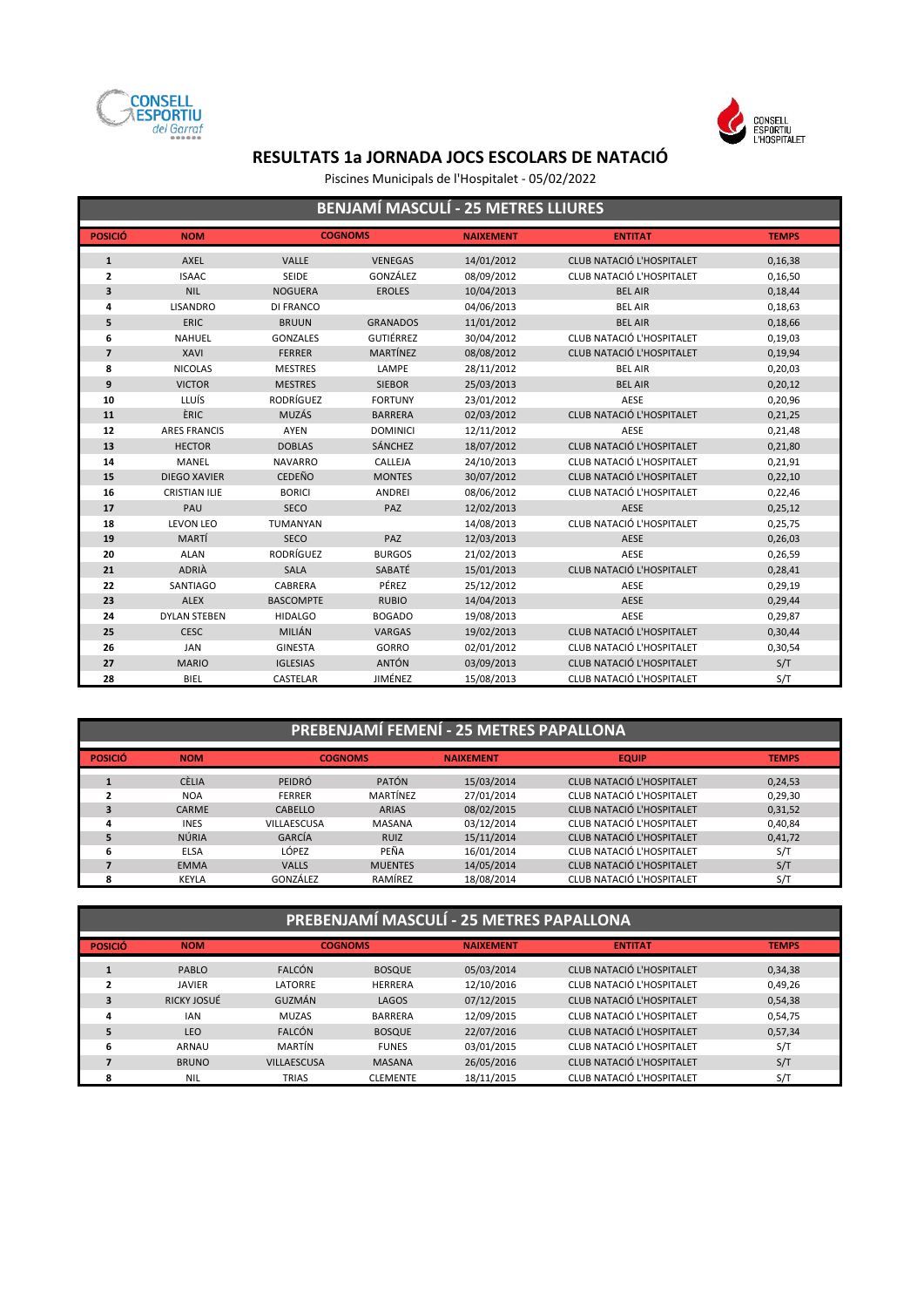# RESULTATS 1a JORNADA JOCS ESCOLARS DE NATACIÓ

Piscines Municipals de l'Hospitalet - 05/02/2022

## BENJAMÍ MASCULÍ - 25 METRES LLIURES

| POSICIÓ | NOM | COGNOMS | | NAIXEMENT | ENTITAT | TEMPS |
|---|---|---|---|---|---|---|
| 1 | AXEL | VALLE | VENEGAS | 14/01/2012 | CLUB NATACIÓ L'HOSPITALET | 0,16,38 |
| 2 | ISAAC | SEIDE | GONZÁLEZ | 08/09/2012 | CLUB NATACIÓ L'HOSPITALET | 0,16,50 |
| 3 | NIL | NOGUERA | EROLES | 10/04/2013 | BEL AIR | 0,18,44 |
| 4 | LISANDRO | DI FRANCO | | 04/06/2013 | BEL AIR | 0,18,63 |
| 5 | ERIC | BRUUN | GRANADOS | 11/01/2012 | BEL AIR | 0,18,66 |
| 6 | NAHUEL | GONZALES | GUTIÉRREZ | 30/04/2012 | CLUB NATACIÓ L'HOSPITALET | 0,19,03 |
| 7 | XAVI | FERRER | MARTÍNEZ | 08/08/2012 | CLUB NATACIÓ L'HOSPITALET | 0,19,94 |
| 8 | NICOLAS | MESTRES | LAMPE | 28/11/2012 | BEL AIR | 0,20,03 |
| 9 | VICTOR | MESTRES | SIEBOR | 25/03/2013 | BEL AIR | 0,20,12 |
| 10 | LLUÍS | RODRÍGUEZ | FORTUNY | 23/01/2012 | AESE | 0,20,96 |
| 11 | ÈRIC | MUZÁS | BARRERA | 02/03/2012 | CLUB NATACIÓ L'HOSPITALET | 0,21,25 |
| 12 | ARES FRANCIS | AYEN | DOMINICI | 12/11/2012 | AESE | 0,21,48 |
| 13 | HECTOR | DOBLAS | SÁNCHEZ | 18/07/2012 | CLUB NATACIÓ L'HOSPITALET | 0,21,80 |
| 14 | MANEL | NAVARRO | CALLEJA | 24/10/2013 | CLUB NATACIÓ L'HOSPITALET | 0,21,91 |
| 15 | DIEGO XAVIER | CEDEÑO | MONTES | 30/07/2012 | CLUB NATACIÓ L'HOSPITALET | 0,22,10 |
| 16 | CRISTIAN ILIE | BORICI | ANDREI | 08/06/2012 | CLUB NATACIÓ L'HOSPITALET | 0,22,46 |
| 17 | PAU | SECO | PAZ | 12/02/2013 | AESE | 0,25,12 |
| 18 | LEVON LEO | TUMANYAN | | 14/08/2013 | CLUB NATACIÓ L'HOSPITALET | 0,25,75 |
| 19 | MARTÍ | SECO | PAZ | 12/03/2013 | AESE | 0,26,03 |
| 20 | ALAN | RODRÍGUEZ | BURGOS | 21/02/2013 | AESE | 0,26,59 |
| 21 | ADRIÀ | SALA | SABATÉ | 15/01/2013 | CLUB NATACIÓ L'HOSPITALET | 0,28,41 |
| 22 | SANTIAGO | CABRERA | PÉREZ | 25/12/2012 | AESE | 0,29,19 |
| 23 | ALEX | BASCOMPTE | RUBIO | 14/04/2013 | AESE | 0,29,44 |
| 24 | DYLAN STEBEN | HIDALGO | BOGADO | 19/08/2013 | AESE | 0,29,87 |
| 25 | CESC | MILIÁN | VARGAS | 19/02/2013 | CLUB NATACIÓ L'HOSPITALET | 0,30,44 |
| 26 | JAN | GINESTA | GORRO | 02/01/2012 | CLUB NATACIÓ L'HOSPITALET | 0,30,54 |
| 27 | MARIO | IGLESIAS | ANTÓN | 03/09/2013 | CLUB NATACIÓ L'HOSPITALET | S/T |
| 28 | BIEL | CASTELAR | JIMÉNEZ | 15/08/2013 | CLUB NATACIÓ L'HOSPITALET | S/T |

## PREBENJAMÍ FEMENÍ - 25 METRES PAPALLONA

| POSICIÓ | NOM | COGNOMS | | NAIXEMENT | EQUIP | TEMPS |
|---|---|---|---|---|---|---|
| 1 | CÈLIA | PEIDRÓ | PATÓN | 15/03/2014 | CLUB NATACIÓ L'HOSPITALET | 0,24,53 |
| 2 | NOA | FERRER | MARTÍNEZ | 27/01/2014 | CLUB NATACIÓ L'HOSPITALET | 0,29,30 |
| 3 | CARME | CABELLO | ARIAS | 08/02/2015 | CLUB NATACIÓ L'HOSPITALET | 0,31,52 |
| 4 | INES | VILLAESCUSA | MASANA | 03/12/2014 | CLUB NATACIÓ L'HOSPITALET | 0,40,84 |
| 5 | NÚRIA | GARCÍA | RUIZ | 15/11/2014 | CLUB NATACIÓ L'HOSPITALET | 0,41,72 |
| 6 | ELSA | LÓPEZ | PEÑA | 16/01/2014 | CLUB NATACIÓ L'HOSPITALET | S/T |
| 7 | EMMA | VALLS | MUENTES | 14/05/2014 | CLUB NATACIÓ L'HOSPITALET | S/T |
| 8 | KEYLA | GONZÁLEZ | RAMÍREZ | 18/08/2014 | CLUB NATACIÓ L'HOSPITALET | S/T |

## PREBENJAMÍ MASCULÍ - 25 METRES PAPALLONA

| POSICIÓ | NOM | COGNOMS | | NAIXEMENT | ENTITAT | TEMPS |
|---|---|---|---|---|---|---|
| 1 | PABLO | FALCÓN | BOSQUE | 05/03/2014 | CLUB NATACIÓ L'HOSPITALET | 0,34,38 |
| 2 | JAVIER | LATORRE | HERRERA | 12/10/2016 | CLUB NATACIÓ L'HOSPITALET | 0,49,26 |
| 3 | RICKY JOSUÉ | GUZMÁN | LAGOS | 07/12/2015 | CLUB NATACIÓ L'HOSPITALET | 0,54,38 |
| 4 | IAN | MUZAS | BARRERA | 12/09/2015 | CLUB NATACIÓ L'HOSPITALET | 0,54,75 |
| 5 | LEO | FALCÓN | BOSQUE | 22/07/2016 | CLUB NATACIÓ L'HOSPITALET | 0,57,34 |
| 6 | ARNAU | MARTÍN | FUNES | 03/01/2015 | CLUB NATACIÓ L'HOSPITALET | S/T |
| 7 | BRUNO | VILLAESCUSA | MASANA | 26/05/2016 | CLUB NATACIÓ L'HOSPITALET | S/T |
| 8 | NIL | TRIAS | CLEMENTE | 18/11/2015 | CLUB NATACIÓ L'HOSPITALET | S/T |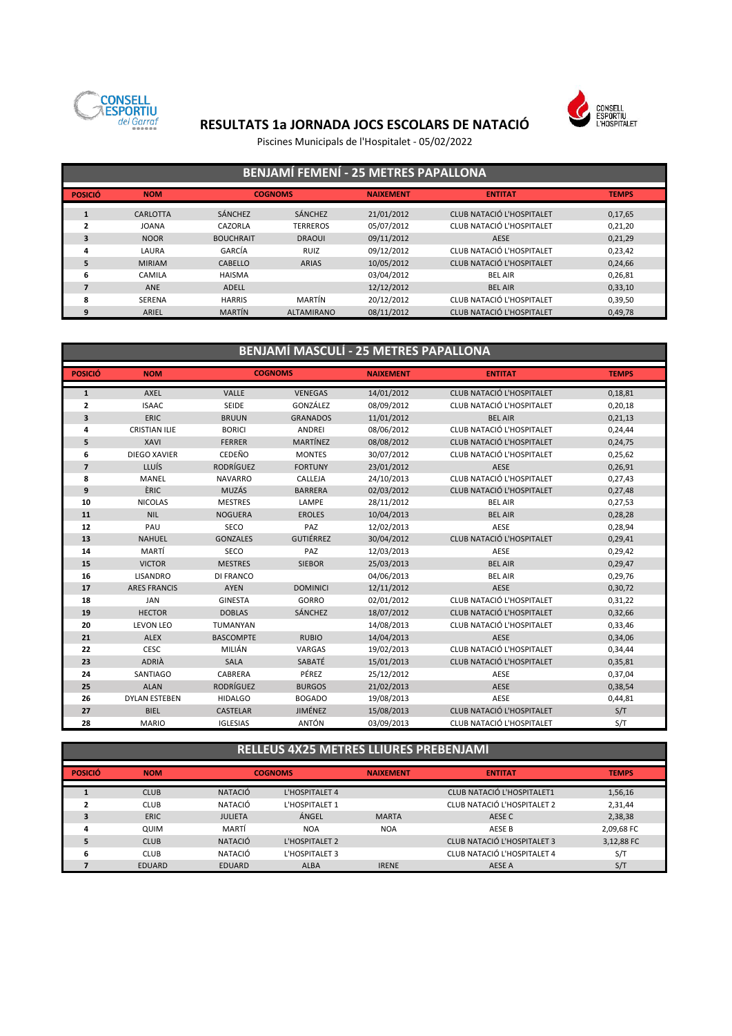# RESULTATS 1a JORNADA JOCS ESCOLARS DE NATACIÓ

Piscines Municipals de l'Hospitalet - 05/02/2022

## BENJAMÍ FEMENÍ - 25 METRES PAPALLONA

| POSICIÓ | NOM | COGNOMS | | NAIXEMENT | ENTITAT | TEMPS |
|---|---|---|---|---|---|---|
| 1 | CARLOTTA | SÁNCHEZ | SÁNCHEZ | 21/01/2012 | CLUB NATACIÓ L'HOSPITALET | 0,17,65 |
| 2 | JOANA | CAZORLA | TERREROS | 05/07/2012 | CLUB NATACIÓ L'HOSPITALET | 0,21,20 |
| 3 | NOOR | BOUCHRAIT | DRAOUI | 09/11/2012 | AESE | 0,21,29 |
| 4 | LAURA | GARCÍA | RUIZ | 09/12/2012 | CLUB NATACIÓ L'HOSPITALET | 0,23,42 |
| 5 | MIRIAM | CABELLO | ARIAS | 10/05/2012 | CLUB NATACIÓ L'HOSPITALET | 0,24,66 |
| 6 | CAMILA | HAISMA | | 03/04/2012 | BEL AIR | 0,26,81 |
| 7 | ANE | ADELL | | 12/12/2012 | BEL AIR | 0,33,10 |
| 8 | SERENA | HARRIS | MARTÍN | 20/12/2012 | CLUB NATACIÓ L'HOSPITALET | 0,39,50 |
| 9 | ARIEL | MARTÍN | ALTAMIRANO | 08/11/2012 | CLUB NATACIÓ L'HOSPITALET | 0,49,78 |

## BENJAMÍ MASCULÍ - 25 METRES PAPALLONA

| POSICIÓ | NOM | COGNOMS | | NAIXEMENT | ENTITAT | TEMPS |
|---|---|---|---|---|---|---|
| 1 | AXEL | VALLE | VENEGAS | 14/01/2012 | CLUB NATACIÓ L'HOSPITALET | 0,18,81 |
| 2 | ISAAC | SEIDE | GONZÁLEZ | 08/09/2012 | CLUB NATACIÓ L'HOSPITALET | 0,20,18 |
| 3 | ERIC | BRUUN | GRANADOS | 11/01/2012 | BEL AIR | 0,21,13 |
| 4 | CRISTIAN ILIE | BORICI | ANDREI | 08/06/2012 | CLUB NATACIÓ L'HOSPITALET | 0,24,44 |
| 5 | XAVI | FERRER | MARTÍNEZ | 08/08/2012 | CLUB NATACIÓ L'HOSPITALET | 0,24,75 |
| 6 | DIEGO XAVIER | CEDEÑO | MONTES | 30/07/2012 | CLUB NATACIÓ L'HOSPITALET | 0,25,62 |
| 7 | LLUÍS | RODRÍGUEZ | FORTUNY | 23/01/2012 | AESE | 0,26,91 |
| 8 | MANEL | NAVARRO | CALLEJA | 24/10/2013 | CLUB NATACIÓ L'HOSPITALET | 0,27,43 |
| 9 | ÈRIC | MUZÁS | BARRERA | 02/03/2012 | CLUB NATACIÓ L'HOSPITALET | 0,27,48 |
| 10 | NICOLAS | MESTRES | LAMPE | 28/11/2012 | BEL AIR | 0,27,53 |
| 11 | NIL | NOGUERA | EROLES | 10/04/2013 | BEL AIR | 0,28,28 |
| 12 | PAU | SECO | PAZ | 12/02/2013 | AESE | 0,28,94 |
| 13 | NAHUEL | GONZALES | GUTIÉRREZ | 30/04/2012 | CLUB NATACIÓ L'HOSPITALET | 0,29,41 |
| 14 | MARTÍ | SECO | PAZ | 12/03/2013 | AESE | 0,29,42 |
| 15 | VICTOR | MESTRES | SIEBOR | 25/03/2013 | BEL AIR | 0,29,47 |
| 16 | LISANDRO | DI FRANCO | | 04/06/2013 | BEL AIR | 0,29,76 |
| 17 | ARES FRANCIS | AYEN | DOMINICI | 12/11/2012 | AESE | 0,30,72 |
| 18 | JAN | GINESTA | GORRO | 02/01/2012 | CLUB NATACIÓ L'HOSPITALET | 0,31,22 |
| 19 | HECTOR | DOBLAS | SÁNCHEZ | 18/07/2012 | CLUB NATACIÓ L'HOSPITALET | 0,32,66 |
| 20 | LEVON LEO | TUMANYAN | | 14/08/2013 | CLUB NATACIÓ L'HOSPITALET | 0,33,46 |
| 21 | ALEX | BASCOMPTE | RUBIO | 14/04/2013 | AESE | 0,34,06 |
| 22 | CESC | MILIÁN | VARGAS | 19/02/2013 | CLUB NATACIÓ L'HOSPITALET | 0,34,44 |
| 23 | ADRIÀ | SALA | SABATÉ | 15/01/2013 | CLUB NATACIÓ L'HOSPITALET | 0,35,81 |
| 24 | SANTIAGO | CABRERA | PÉREZ | 25/12/2012 | AESE | 0,37,04 |
| 25 | ALAN | RODRÍGUEZ | BURGOS | 21/02/2013 | AESE | 0,38,54 |
| 26 | DYLAN ESTEBEN | HIDALGO | BOGADO | 19/08/2013 | AESE | 0,44,81 |
| 27 | BIEL | CASTELAR | JIMÉNEZ | 15/08/2013 | CLUB NATACIÓ L'HOSPITALET | S/T |
| 28 | MARIO | IGLESIAS | ANTÓN | 03/09/2013 | CLUB NATACIÓ L'HOSPITALET | S/T |

## RELLEUS 4X25 METRES LLIURES PREBENJAMÍ

| POSICIÓ | NOM | COGNOMS | | NAIXEMENT | ENTITAT | TEMPS |
|---|---|---|---|---|---|---|
| 1 | CLUB | NATACIÓ | L'HOSPITALET 4 | | CLUB NATACIÓ L'HOSPITALET1 | 1,56,16 |
| 2 | CLUB | NATACIÓ | L'HOSPITALET 1 | | CLUB NATACIÓ L'HOSPITALET 2 | 2,31,44 |
| 3 | ERIC | JULIETA | ÁNGEL | MARTA | AESE C | 2,38,38 |
| 4 | QUIM | MARTÍ | NOA | NOA | AESE B | 2,09,68 FC |
| 5 | CLUB | NATACIÓ | L'HOSPITALET 2 | | CLUB NATACIÓ L'HOSPITALET 3 | 3,12,88 FC |
| 6 | CLUB | NATACIÓ | L'HOSPITALET 3 | | CLUB NATACIÓ L'HOSPITALET 4 | S/T |
| 7 | EDUARD | EDUARD | ALBA | IRENE | AESE A | S/T |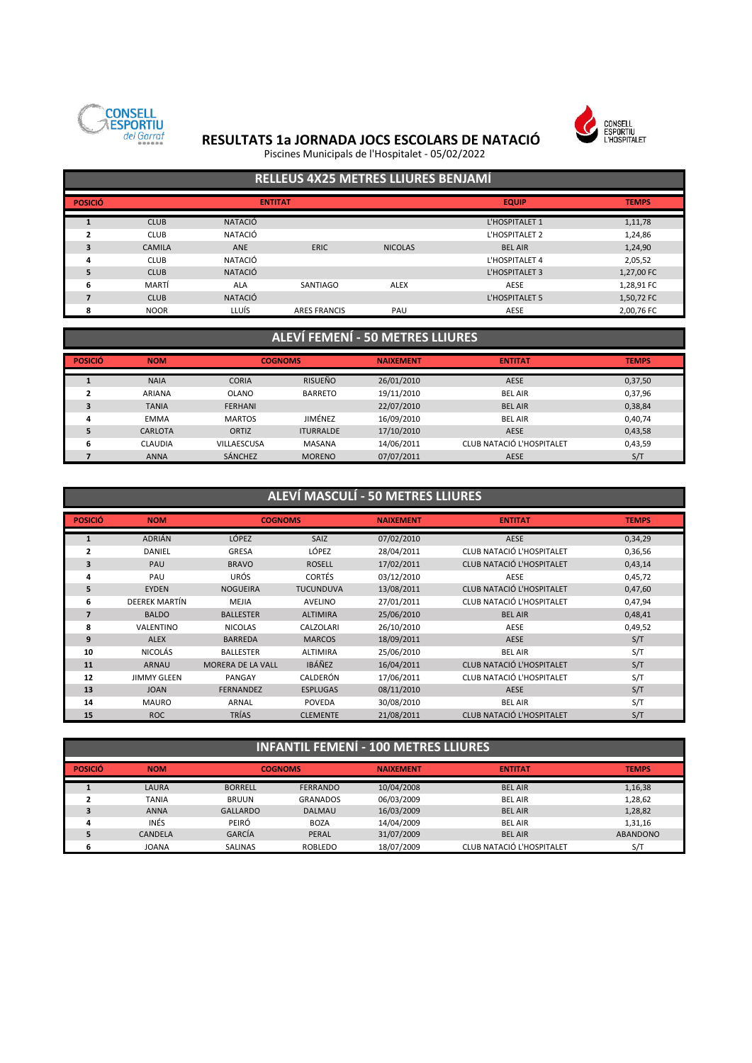# RESULTATS 1a JORNADA JOCS ESCOLARS DE NATACIÓ

Piscines Municipals de l'Hospitalet - 05/02/2022

## RELLEUS 4X25 METRES LLIURES BENJAMÍ

| POSICIÓ | ENTITAT | | | | EQUIP | TEMPS |
|---|---|---|---|---|---|---|
| 1 | CLUB | NATACIÓ | | | L'HOSPITALET 1 | 1,11,78 |
| 2 | CLUB | NATACIÓ | | | L'HOSPITALET 2 | 1,24,86 |
| 3 | CAMILA | ANE | ERIC | NICOLAS | BEL AIR | 1,24,90 |
| 4 | CLUB | NATACIÓ | | | L'HOSPITALET 4 | 2,05,52 |
| 5 | CLUB | NATACIÓ | | | L'HOSPITALET 3 | 1,27,00 FC |
| 6 | MARTÍ | ALA | SANTIAGO | ALEX | AESE | 1,28,91 FC |
| 7 | CLUB | NATACIÓ | | | L'HOSPITALET 5 | 1,50,72 FC |
| 8 | NOOR | LLUÍS | ARES FRANCIS | PAU | AESE | 2,00,76 FC |

## ALEVÍ FEMENÍ - 50 METRES LLIURES

| POSICIÓ | NOM | COGNOMS | | NAIXEMENT | ENTITAT | TEMPS |
|---|---|---|---|---|---|---|
| 1 | NAIA | CORIA | RISUEÑO | 26/01/2010 | AESE | 0,37,50 |
| 2 | ARIANA | OLANO | BARRETO | 19/11/2010 | BEL AIR | 0,37,96 |
| 3 | TANIA | FERHANI | | 22/07/2010 | BEL AIR | 0,38,84 |
| 4 | EMMA | MARTOS | JIMÉNEZ | 16/09/2010 | BEL AIR | 0,40,74 |
| 5 | CARLOTA | ORTIZ | ITURRALDE | 17/10/2010 | AESE | 0,43,58 |
| 6 | CLAUDIA | VILLAESCUSA | MASANA | 14/06/2011 | CLUB NATACIÓ L'HOSPITALET | 0,43,59 |
| 7 | ANNA | SÁNCHEZ | MORENO | 07/07/2011 | AESE | S/T |

## ALEVÍ MASCULÍ - 50 METRES LLIURES

| POSICIÓ | NOM | COGNOMS | | NAIXEMENT | ENTITAT | TEMPS |
|---|---|---|---|---|---|---|
| 1 | ADRIÁN | LÓPEZ | SAIZ | 07/02/2010 | AESE | 0,34,29 |
| 2 | DANIEL | GRESA | LÓPEZ | 28/04/2011 | CLUB NATACIÓ L'HOSPITALET | 0,36,56 |
| 3 | PAU | BRAVO | ROSELL | 17/02/2011 | CLUB NATACIÓ L'HOSPITALET | 0,43,14 |
| 4 | PAU | URÓS | CORTÉS | 03/12/2010 | AESE | 0,45,72 |
| 5 | EYDEN | NOGUEIRA | TUCUNDUVA | 13/08/2011 | CLUB NATACIÓ L'HOSPITALET | 0,47,60 |
| 6 | DEEREK MARTÍN | MEJIA | AVELINO | 27/01/2011 | CLUB NATACIÓ L'HOSPITALET | 0,47,94 |
| 7 | BALDO | BALLESTER | ALTIMIRA | 25/06/2010 | BEL AIR | 0,48,41 |
| 8 | VALENTINO | NICOLAS | CALZOLARI | 26/10/2010 | AESE | 0,49,52 |
| 9 | ALEX | BARREDA | MARCOS | 18/09/2011 | AESE | S/T |
| 10 | NICOLÁS | BALLESTER | ALTIMIRA | 25/06/2010 | BEL AIR | S/T |
| 11 | ARNAU | MORERA DE LA VALL | IBÁÑEZ | 16/04/2011 | CLUB NATACIÓ L'HOSPITALET | S/T |
| 12 | JIMMY GLEEN | PANGAY | CALDERÓN | 17/06/2011 | CLUB NATACIÓ L'HOSPITALET | S/T |
| 13 | JOAN | FERNANDEZ | ESPLUGAS | 08/11/2010 | AESE | S/T |
| 14 | MAURO | ARNAL | POVEDA | 30/08/2010 | BEL AIR | S/T |
| 15 | ROC | TRÍAS | CLEMENTE | 21/08/2011 | CLUB NATACIÓ L'HOSPITALET | S/T |

## INFANTIL FEMENÍ - 100 METRES LLIURES

| POSICIÓ | NOM | COGNOMS | | NAIXEMENT | ENTITAT | TEMPS |
|---|---|---|---|---|---|---|
| 1 | LAURA | BORRELL | FERRANDO | 10/04/2008 | BEL AIR | 1,16,38 |
| 2 | TANIA | BRUUN | GRANADOS | 06/03/2009 | BEL AIR | 1,28,62 |
| 3 | ANNA | GALLARDO | DALMAU | 16/03/2009 | BEL AIR | 1,28,82 |
| 4 | INÉS | PEIRÓ | BOZA | 14/04/2009 | BEL AIR | 1,31,16 |
| 5 | CANDELA | GARCÍA | PERAL | 31/07/2009 | BEL AIR | ABANDONO |
| 6 | JOANA | SALINAS | ROBLEDO | 18/07/2009 | CLUB NATACIÓ L'HOSPITALET | S/T |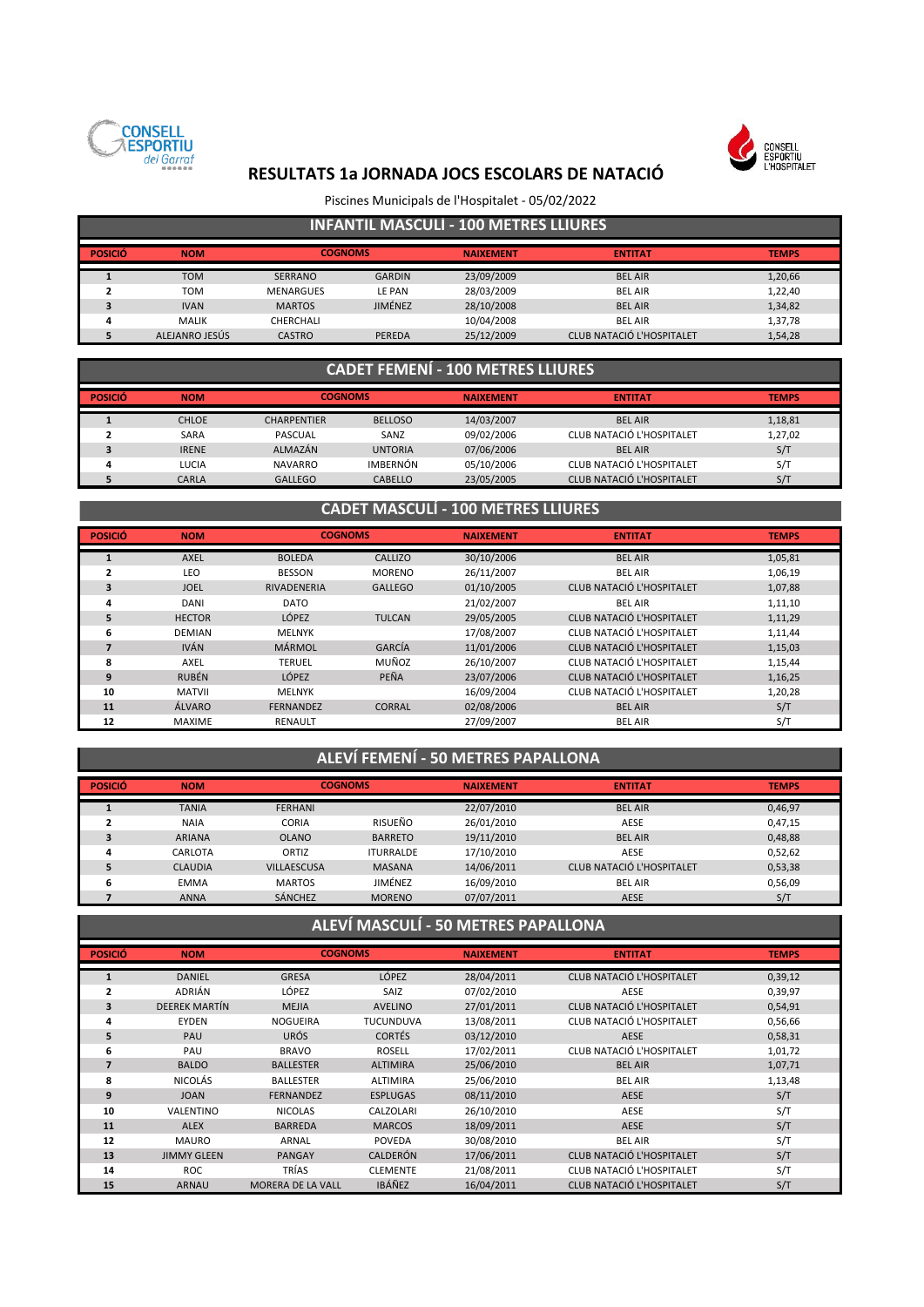CONSELL ESPORTIU del Garraf

CONSELL ESPORTIU L'HOSPITALET

# RESULTATS 1a JORNADA JOCS ESCOLARS DE NATACIÓ

Piscines Municipals de l'Hospitalet - 05/02/2022

## INFANTIL MASCULÍ - 100 METRES LLIURES

| POSICIÓ | NOM | COGNOMS | | NAIXEMENT | ENTITAT | TEMPS |
|---|---|---|---|---|---|---|
| 1 | TOM | SERRANO | GARDIN | 23/09/2009 | BEL AIR | 1,20,66 |
| 2 | TOM | MENARGUES | LE PAN | 28/03/2009 | BEL AIR | 1,22,40 |
| 3 | IVAN | MARTOS | JIMÉNEZ | 28/10/2008 | BEL AIR | 1,34,82 |
| 4 | MALIK | CHERCHALI | | 10/04/2008 | BEL AIR | 1,37,78 |
| 5 | ALEJANRO JESÚS | CASTRO | PEREDA | 25/12/2009 | CLUB NATACIÓ L'HOSPITALET | 1,54,28 |

## CADET FEMENÍ - 100 METRES LLIURES

| POSICIÓ | NOM | COGNOMS | | NAIXEMENT | ENTITAT | TEMPS |
|---|---|---|---|---|---|---|
| 1 | CHLOE | CHARPENTIER | BELLOSO | 14/03/2007 | BEL AIR | 1,18,81 |
| 2 | SARA | PASCUAL | SANZ | 09/02/2006 | CLUB NATACIÓ L'HOSPITALET | 1,27,02 |
| 3 | IRENE | ALMAZÁN | UNTORIA | 07/06/2006 | BEL AIR | S/T |
| 4 | LUCIA | NAVARRO | IMBERNÓN | 05/10/2006 | CLUB NATACIÓ L'HOSPITALET | S/T |
| 5 | CARLA | GALLEGO | CABELLO | 23/05/2005 | CLUB NATACIÓ L'HOSPITALET | S/T |

## CADET MASCULÍ - 100 METRES LLIURES

| POSICIÓ | NOM | COGNOMS | | NAIXEMENT | ENTITAT | TEMPS |
|---|---|---|---|---|---|---|
| 1 | AXEL | BOLEDA | CALLIZO | 30/10/2006 | BEL AIR | 1,05,81 |
| 2 | LEO | BESSON | MORENO | 26/11/2007 | BEL AIR | 1,06,19 |
| 3 | JOEL | RIVADENERIA | GALLEGO | 01/10/2005 | CLUB NATACIÓ L'HOSPITALET | 1,07,88 |
| 4 | DANI | DATO | | 21/02/2007 | BEL AIR | 1,11,10 |
| 5 | HECTOR | LÓPEZ | TULCAN | 29/05/2005 | CLUB NATACIÓ L'HOSPITALET | 1,11,29 |
| 6 | DEMIAN | MELNYK | | 17/08/2007 | CLUB NATACIÓ L'HOSPITALET | 1,11,44 |
| 7 | IVÁN | MÁRMOL | GARCÍA | 11/01/2006 | CLUB NATACIÓ L'HOSPITALET | 1,15,03 |
| 8 | AXEL | TERUEL | MUÑOZ | 26/10/2007 | CLUB NATACIÓ L'HOSPITALET | 1,15,44 |
| 9 | RUBÉN | LÓPEZ | PEÑA | 23/07/2006 | CLUB NATACIÓ L'HOSPITALET | 1,16,25 |
| 10 | MATVII | MELNYK | | 16/09/2004 | CLUB NATACIÓ L'HOSPITALET | 1,20,28 |
| 11 | ÁLVARO | FERNANDEZ | CORRAL | 02/08/2006 | BEL AIR | S/T |
| 12 | MAXIME | RENAULT | | 27/09/2007 | BEL AIR | S/T |

## ALEVÍ FEMENÍ - 50 METRES PAPALLONA

| POSICIÓ | NOM | COGNOMS | | NAIXEMENT | ENTITAT | TEMPS |
|---|---|---|---|---|---|---|
| 1 | TANIA | FERHANI | | 22/07/2010 | BEL AIR | 0,46,97 |
| 2 | NAIA | CORIA | RISUEÑO | 26/01/2010 | AESE | 0,47,15 |
| 3 | ARIANA | OLANO | BARRETO | 19/11/2010 | BEL AIR | 0,48,88 |
| 4 | CARLOTA | ORTIZ | ITURRALDE | 17/10/2010 | AESE | 0,52,62 |
| 5 | CLAUDIA | VILLAESCUSA | MASANA | 14/06/2011 | CLUB NATACIÓ L'HOSPITALET | 0,53,38 |
| 6 | EMMA | MARTOS | JIMÉNEZ | 16/09/2010 | BEL AIR | 0,56,09 |
| 7 | ANNA | SÁNCHEZ | MORENO | 07/07/2011 | AESE | S/T |

## ALEVÍ MASCULÍ - 50 METRES PAPALLONA

| POSICIÓ | NOM | COGNOMS | | NAIXEMENT | ENTITAT | TEMPS |
|---|---|---|---|---|---|---|
| 1 | DANIEL | GRESA | LÓPEZ | 28/04/2011 | CLUB NATACIÓ L'HOSPITALET | 0,39,12 |
| 2 | ADRIÁN | LÓPEZ | SAIZ | 07/02/2010 | AESE | 0,39,97 |
| 3 | DEEREK MARTÍN | MEJIA | AVELINO | 27/01/2011 | CLUB NATACIÓ L'HOSPITALET | 0,54,91 |
| 4 | EYDEN | NOGUEIRA | TUCUNDUVA | 13/08/2011 | CLUB NATACIÓ L'HOSPITALET | 0,56,66 |
| 5 | PAU | URÓS | CORTÉS | 03/12/2010 | AESE | 0,58,31 |
| 6 | PAU | BRAVO | ROSELL | 17/02/2011 | CLUB NATACIÓ L'HOSPITALET | 1,01,72 |
| 7 | BALDO | BALLESTER | ALTIMIRA | 25/06/2010 | BEL AIR | 1,07,71 |
| 8 | NICOLÁS | BALLESTER | ALTIMIRA | 25/06/2010 | BEL AIR | 1,13,48 |
| 9 | JOAN | FERNANDEZ | ESPLUGAS | 08/11/2010 | AESE | S/T |
| 10 | VALENTINO | NICOLAS | CALZOLARI | 26/10/2010 | AESE | S/T |
| 11 | ALEX | BARREDA | MARCOS | 18/09/2011 | AESE | S/T |
| 12 | MAURO | ARNAL | POVEDA | 30/08/2010 | BEL AIR | S/T |
| 13 | JIMMY GLEEN | PANGAY | CALDERÓN | 17/06/2011 | CLUB NATACIÓ L'HOSPITALET | S/T |
| 14 | ROC | TRÍAS | CLEMENTE | 21/08/2011 | CLUB NATACIÓ L'HOSPITALET | S/T |
| 15 | ARNAU | MORERA DE LA VALL | IBÁÑEZ | 16/04/2011 | CLUB NATACIÓ L'HOSPITALET | S/T |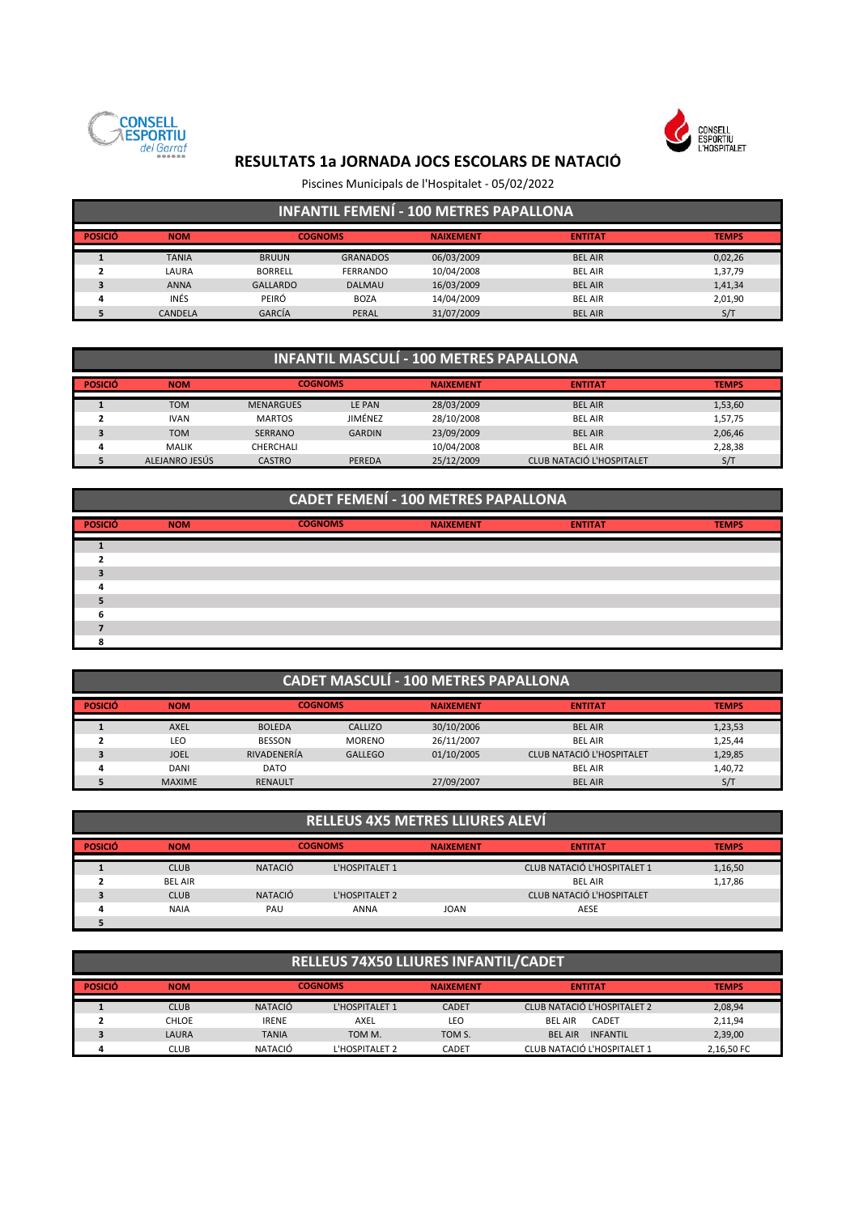# RESULTATS 1a JORNADA JOCS ESCOLARS DE NATACIÓ

Piscines Municipals de l'Hospitalet - 05/02/2022

## INFANTIL FEMENÍ - 100 METRES PAPALLONA

| POSICIÓ | NOM | COGNOMS | | NAIXEMENT | ENTITAT | TEMPS |
|---|---|---|---|---|---|---|
| 1 | TANIA | BRUUN | GRANADOS | 06/03/2009 | BEL AIR | 0,02,26 |
| 2 | LAURA | BORRELL | FERRANDO | 10/04/2008 | BEL AIR | 1,37,79 |
| 3 | ANNA | GALLARDO | DALMAU | 16/03/2009 | BEL AIR | 1,41,34 |
| 4 | INÉS | PEIRÓ | BOZA | 14/04/2009 | BEL AIR | 2,01,90 |
| 5 | CANDELA | GARCÍA | PERAL | 31/07/2009 | BEL AIR | S/T |

## INFANTIL MASCULÍ - 100 METRES PAPALLONA

| POSICIÓ | NOM | COGNOMS | | NAIXEMENT | ENTITAT | TEMPS |
|---|---|---|---|---|---|---|
| 1 | TOM | MENARGUES | LE PAN | 28/03/2009 | BEL AIR | 1,53,60 |
| 2 | IVAN | MARTOS | JIMÉNEZ | 28/10/2008 | BEL AIR | 1,57,75 |
| 3 | TOM | SERRANO | GARDIN | 23/09/2009 | BEL AIR | 2,06,46 |
| 4 | MALIK | CHERCHALI | | 10/04/2008 | BEL AIR | 2,28,38 |
| 5 | ALEJANRO JESÚS | CASTRO | PEREDA | 25/12/2009 | CLUB NATACIÓ L'HOSPITALET | S/T |

## CADET FEMENÍ - 100 METRES PAPALLONA

| POSICIÓ | NOM | COGNOMS | | NAIXEMENT | ENTITAT | TEMPS |
|---|---|---|---|---|---|---|
| 1 | | | | | | |
| 2 | | | | | | |
| 3 | | | | | | |
| 4 | | | | | | |
| 5 | | | | | | |
| 6 | | | | | | |
| 7 | | | | | | |
| 8 | | | | | | |

## CADET MASCULÍ - 100 METRES PAPALLONA

| POSICIÓ | NOM | COGNOMS | | NAIXEMENT | ENTITAT | TEMPS |
|---|---|---|---|---|---|---|
| 1 | AXEL | BOLEDA | CALLIZO | 30/10/2006 | BEL AIR | 1,23,53 |
| 2 | LEO | BESSON | MORENO | 26/11/2007 | BEL AIR | 1,25,44 |
| 3 | JOEL | RIVADENERÍA | GALLEGO | 01/10/2005 | CLUB NATACIÓ L'HOSPITALET | 1,29,85 |
| 4 | DANI | DATO | | | BEL AIR | 1,40,72 |
| 5 | MAXIME | RENAULT | | 27/09/2007 | BEL AIR | S/T |

## RELLEUS 4X5 METRES LLIURES ALEVÍ

| POSICIÓ | NOM | COGNOMS | | NAIXEMENT | ENTITAT | TEMPS |
|---|---|---|---|---|---|---|
| 1 | CLUB | NATACIÓ | L'HOSPITALET 1 | | CLUB NATACIÓ L'HOSPITALET 1 | 1,16,50 |
| 2 | BEL AIR | | | | BEL AIR | 1,17,86 |
| 3 | CLUB | NATACIÓ | L'HOSPITALET 2 | | CLUB NATACIÓ L'HOSPITALET | |
| 4 | NAIA | PAU | ANNA | JOAN | AESE | |
| 5 | | | | | | |

## RELLEUS 74X50 LLIURES INFANTIL/CADET

| POSICIÓ | NOM | COGNOMS | | NAIXEMENT | ENTITAT | TEMPS |
|---|---|---|---|---|---|---|
| 1 | CLUB | NATACIÓ | L'HOSPITALET 1 | CADET | CLUB NATACIÓ L'HOSPITALET 2 | 2,08,94 |
| 2 | CHLOE | IRENE | AXEL | LEO | BEL AIR CADET | 2,11,94 |
| 3 | LAURA | TANIA | TOM M. | TOM S. | BEL AIR INFANTIL | 2,39,00 |
| 4 | CLUB | NATACIÓ | L'HOSPITALET 2 | CADET | CLUB NATACIÓ L'HOSPITALET 1 | 2,16,50 FC |